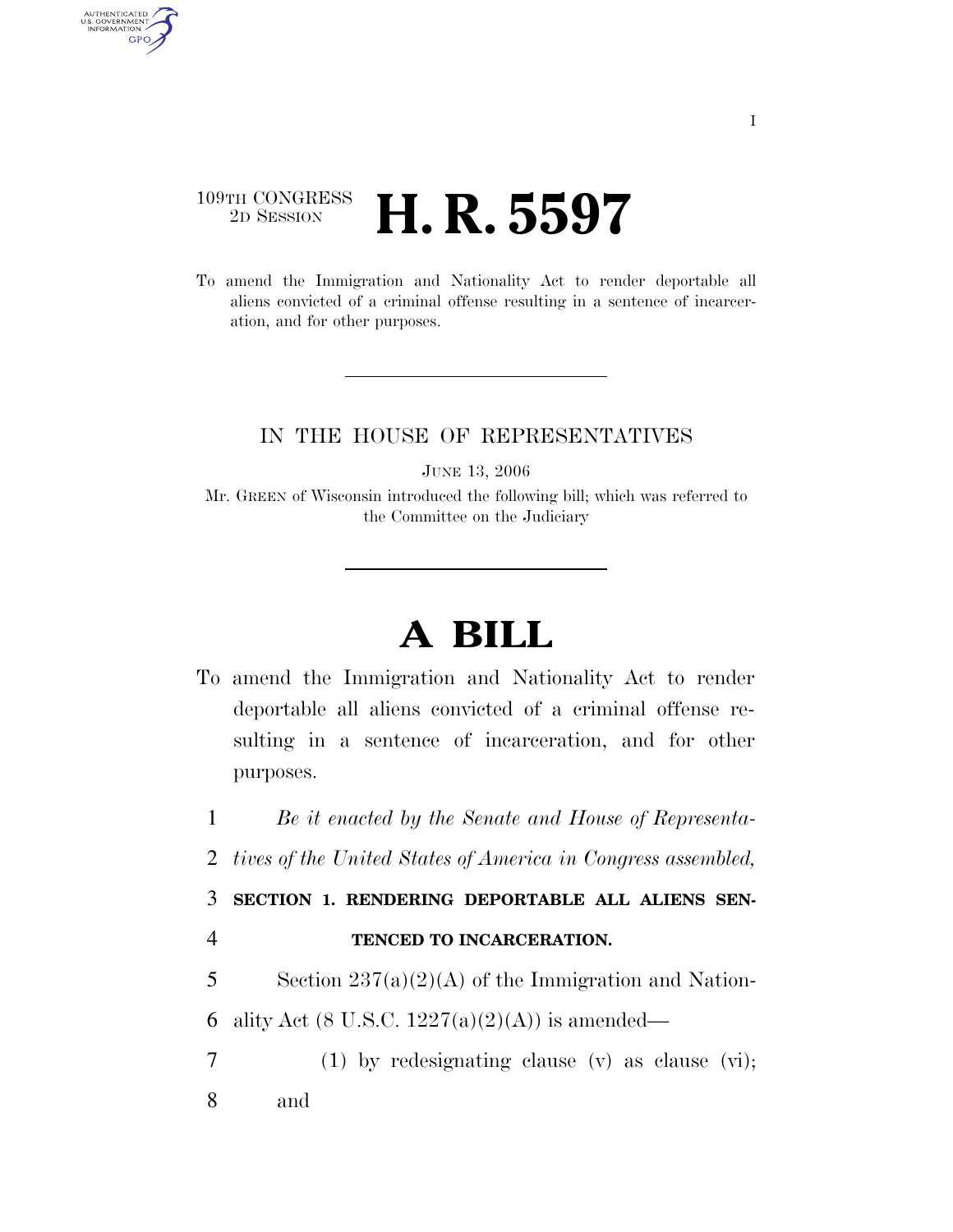109TH CONGRESS
2D SESSION

# H. R. 5597

To amend the Immigration and Nationality Act to render deportable all aliens convicted of a criminal offense resulting in a sentence of incarceration, and for other purposes.

IN THE HOUSE OF REPRESENTATIVES

JUNE 13, 2006

Mr. GREEN of Wisconsin introduced the following bill; which was referred to the Committee on the Judiciary

# A BILL

To amend the Immigration and Nationality Act to render deportable all aliens convicted of a criminal offense resulting in a sentence of incarceration, and for other purposes.

*Be it enacted by the Senate and House of Representatives of the United States of America in Congress assembled,*

**SECTION 1. RENDERING DEPORTABLE ALL ALIENS SENTENCED TO INCARCERATION.**

Section 237(a)(2)(A) of the Immigration and Nationality Act (8 U.S.C. 1227(a)(2)(A)) is amended—

(1) by redesignating clause (v) as clause (vi); and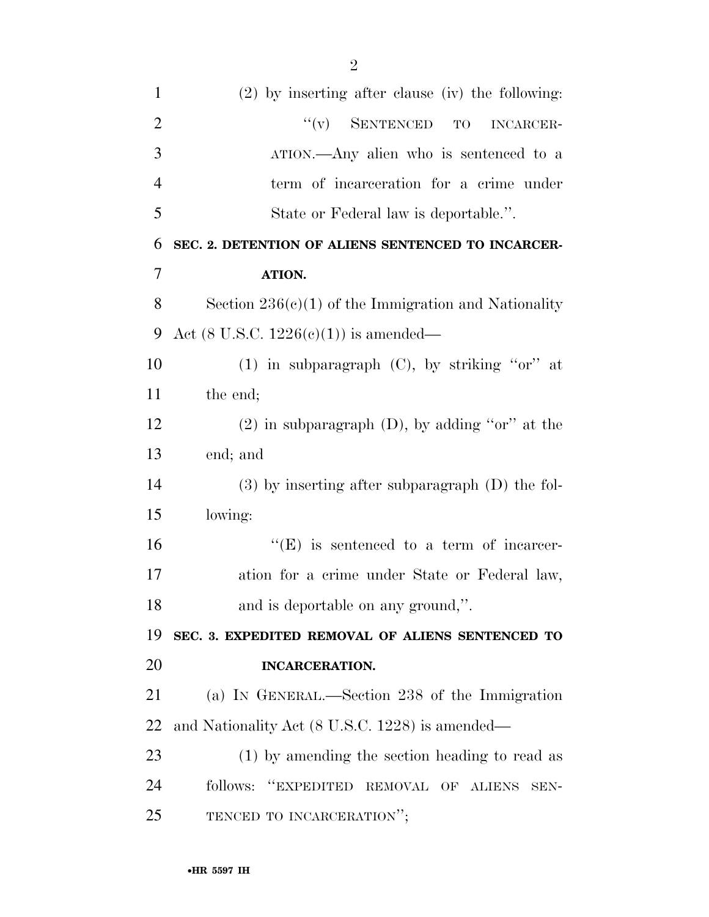(2) by inserting after clause (iv) the following:

"(v) SENTENCED TO INCARCERATION.—Any alien who is sentenced to a term of incarceration for a crime under State or Federal law is deportable.".

**SEC. 2. DETENTION OF ALIENS SENTENCED TO INCARCERATION.**

Section 236(c)(1) of the Immigration and Nationality Act (8 U.S.C. 1226(c)(1)) is amended—

(1) in subparagraph (C), by striking "or" at the end;

(2) in subparagraph (D), by adding "or" at the end; and

(3) by inserting after subparagraph (D) the following:

"(E) is sentenced to a term of incarceration for a crime under State or Federal law, and is deportable on any ground,".

**SEC. 3. EXPEDITED REMOVAL OF ALIENS SENTENCED TO INCARCERATION.**

(a) IN GENERAL.—Section 238 of the Immigration and Nationality Act (8 U.S.C. 1228) is amended—

(1) by amending the section heading to read as follows: "EXPEDITED REMOVAL OF ALIENS SENTENCED TO INCARCERATION";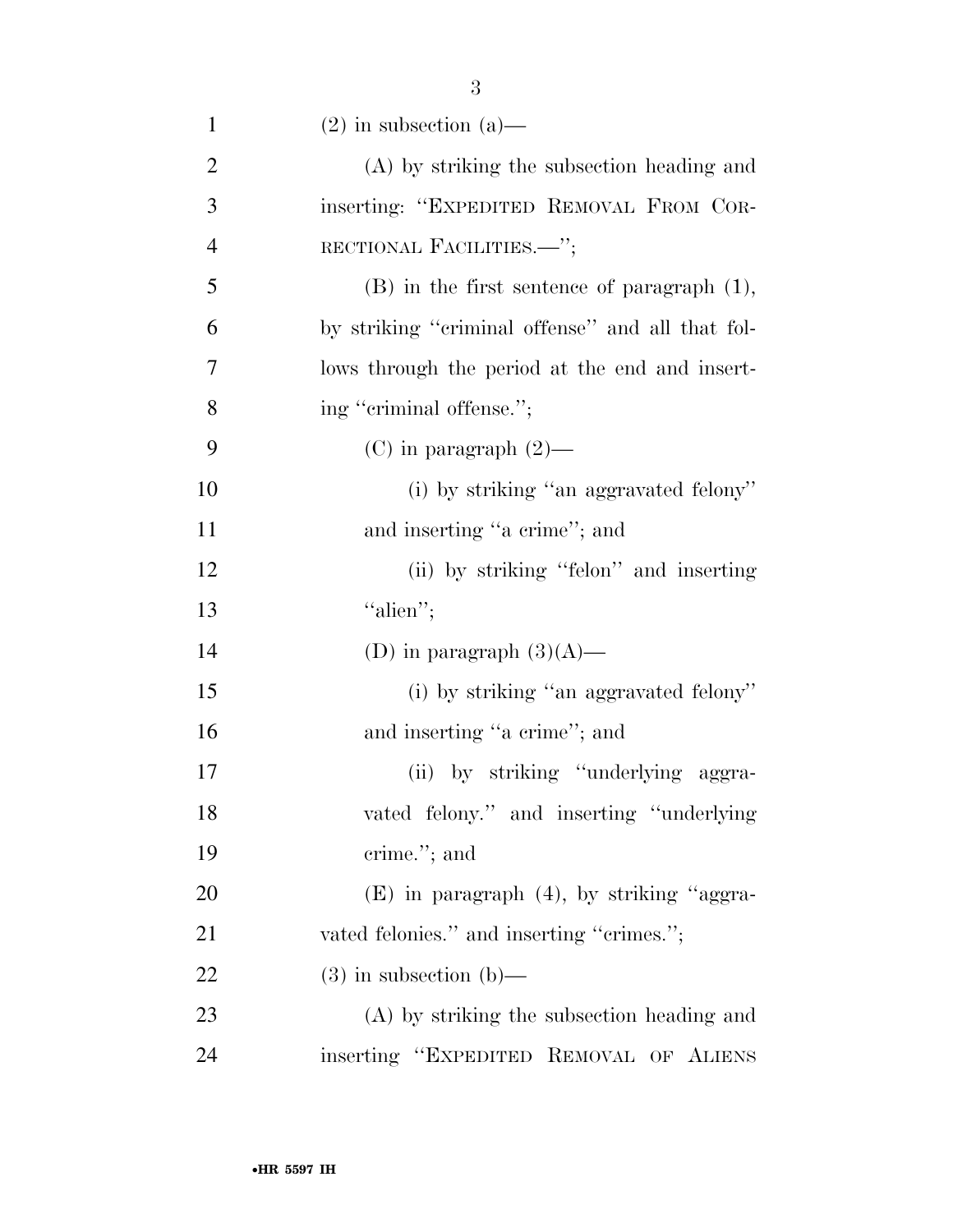(2) in subsection (a)—

(A) by striking the subsection heading and inserting: "EXPEDITED REMOVAL FROM CORRECTIONAL FACILITIES.—";

(B) in the first sentence of paragraph (1), by striking "criminal offense" and all that follows through the period at the end and inserting "criminal offense.";

(C) in paragraph (2)—

(i) by striking "an aggravated felony" and inserting "a crime"; and

(ii) by striking "felon" and inserting "alien";

(D) in paragraph (3)(A)—

(i) by striking "an aggravated felony" and inserting "a crime"; and

(ii) by striking "underlying aggravated felony." and inserting "underlying crime."; and

(E) in paragraph (4), by striking "aggravated felonies." and inserting "crimes.";

(3) in subsection (b)—

(A) by striking the subsection heading and inserting "EXPEDITED REMOVAL OF ALIENS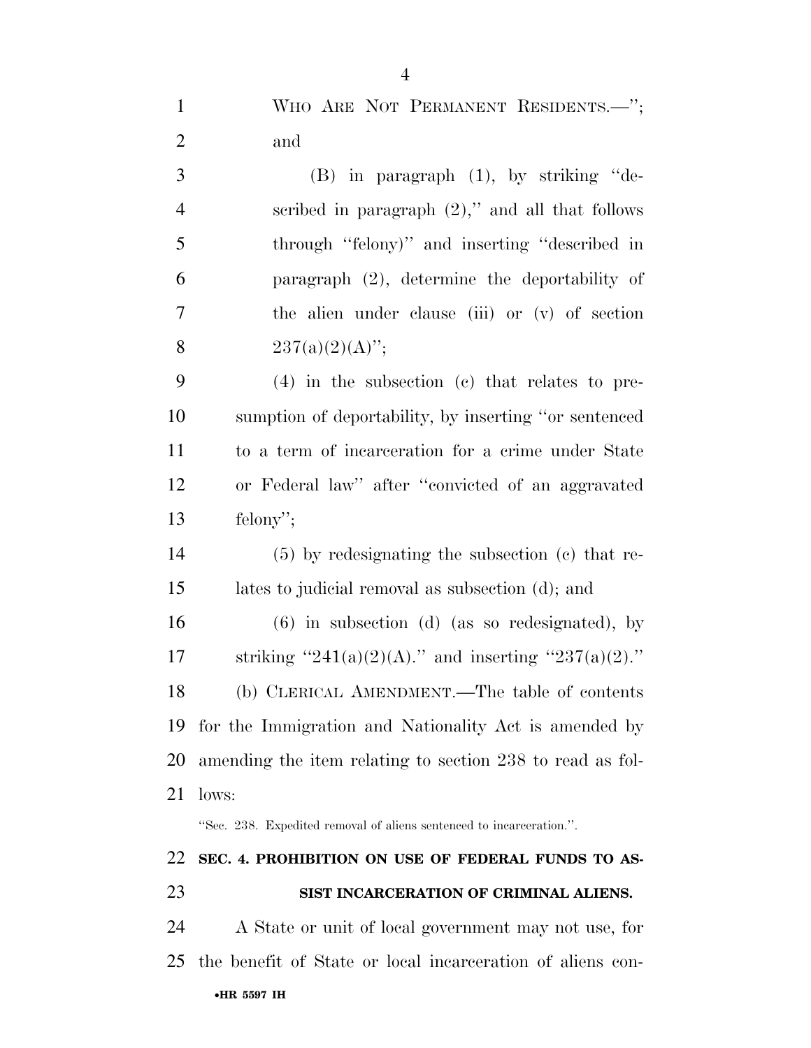WHO ARE NOT PERMANENT RESIDENTS.—''; and

(B) in paragraph (1), by striking ''described in paragraph (2),'' and all that follows through ''felony)'' and inserting ''described in paragraph (2), determine the deportability of the alien under clause (iii) or (v) of section 237(a)(2)(A)'';

(4) in the subsection (c) that relates to presumption of deportability, by inserting ''or sentenced to a term of incarceration for a crime under State or Federal law'' after ''convicted of an aggravated felony'';

(5) by redesignating the subsection (c) that relates to judicial removal as subsection (d); and

(6) in subsection (d) (as so redesignated), by striking ''241(a)(2)(A).'' and inserting ''237(a)(2).''

(b) CLERICAL AMENDMENT.—The table of contents for the Immigration and Nationality Act is amended by amending the item relating to section 238 to read as follows:

''Sec. 238. Expedited removal of aliens sentenced to incarceration.''.

**SEC. 4. PROHIBITION ON USE OF FEDERAL FUNDS TO ASSIST INCARCERATION OF CRIMINAL ALIENS.**

A State or unit of local government may not use, for the benefit of State or local incarceration of aliens con-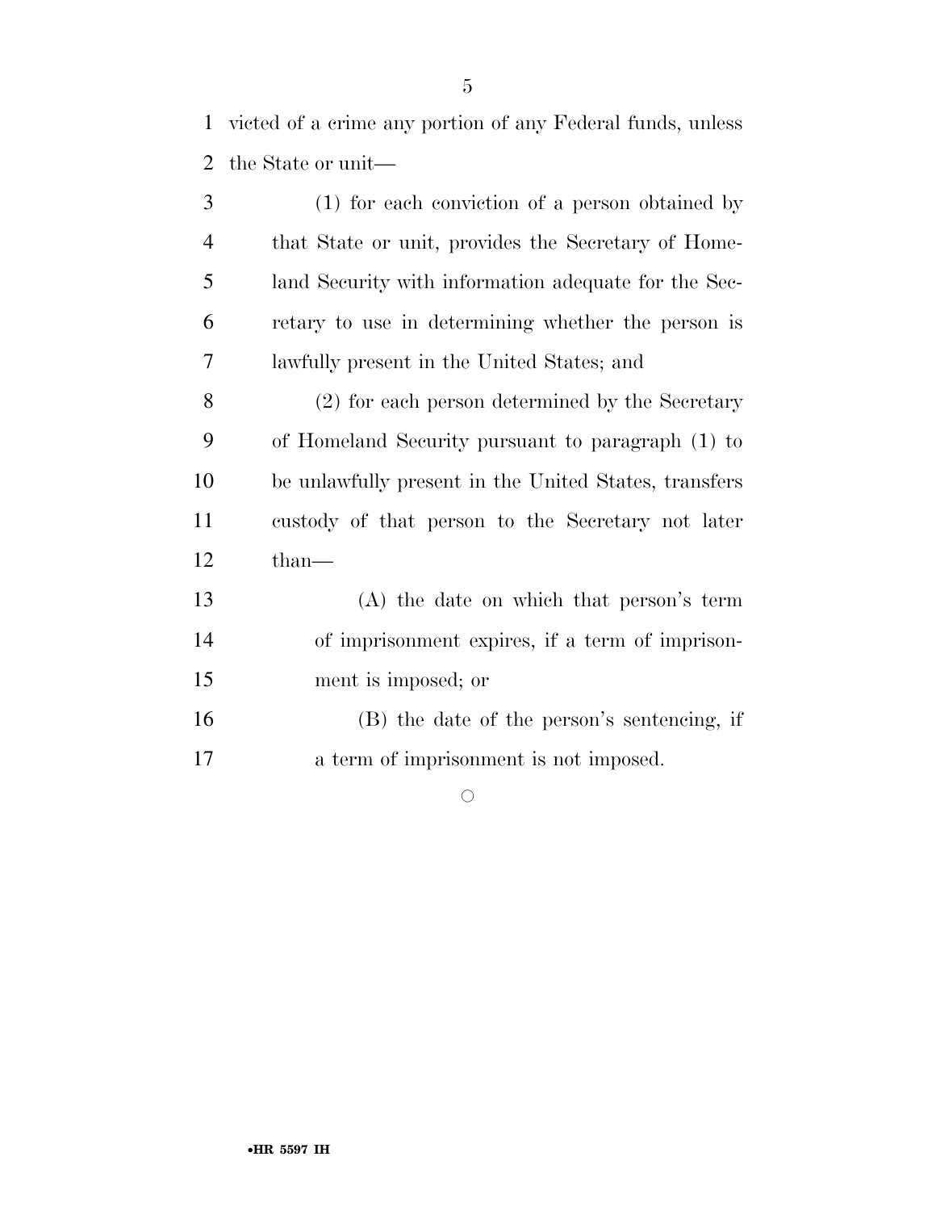victed of a crime any portion of any Federal funds, unless the State or unit—

(1) for each conviction of a person obtained by that State or unit, provides the Secretary of Homeland Security with information adequate for the Secretary to use in determining whether the person is lawfully present in the United States; and

(2) for each person determined by the Secretary of Homeland Security pursuant to paragraph (1) to be unlawfully present in the United States, transfers custody of that person to the Secretary not later than—

(A) the date on which that person's term of imprisonment expires, if a term of imprisonment is imposed; or

(B) the date of the person's sentencing, if a term of imprisonment is not imposed.